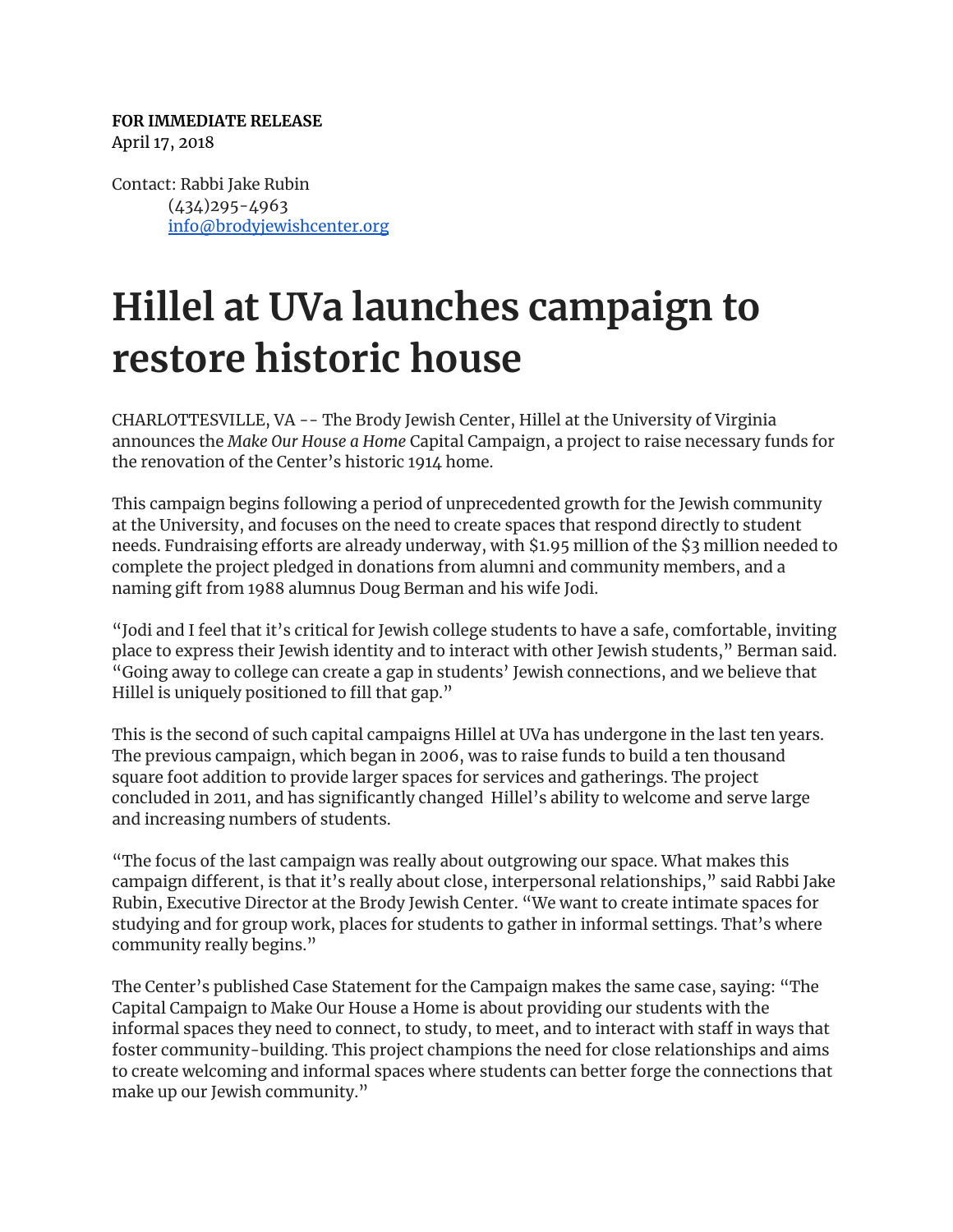**FOR IMMEDIATE RELEASE**
April 17, 2018

Contact: Rabbi Jake Rubin
(434)295-4963
info@brodyjewishcenter.org

# Hillel at UVa launches campaign to restore historic house

CHARLOTTESVILLE, VA -- The Brody Jewish Center, Hillel at the University of Virginia announces the *Make Our House a Home* Capital Campaign, a project to raise necessary funds for the renovation of the Center's historic 1914 home.

This campaign begins following a period of unprecedented growth for the Jewish community at the University, and focuses on the need to create spaces that respond directly to student needs. Fundraising efforts are already underway, with $1.95 million of the $3 million needed to complete the project pledged in donations from alumni and community members, and a naming gift from 1988 alumnus Doug Berman and his wife Jodi.

"Jodi and I feel that it's critical for Jewish college students to have a safe, comfortable, inviting place to express their Jewish identity and to interact with other Jewish students," Berman said. "Going away to college can create a gap in students' Jewish connections, and we believe that Hillel is uniquely positioned to fill that gap."

This is the second of such capital campaigns Hillel at UVa has undergone in the last ten years. The previous campaign, which began in 2006, was to raise funds to build a ten thousand square foot addition to provide larger spaces for services and gatherings. The project concluded in 2011, and has significantly changed Hillel's ability to welcome and serve large and increasing numbers of students.

"The focus of the last campaign was really about outgrowing our space. What makes this campaign different, is that it's really about close, interpersonal relationships," said Rabbi Jake Rubin, Executive Director at the Brody Jewish Center. "We want to create intimate spaces for studying and for group work, places for students to gather in informal settings. That's where community really begins."

The Center's published Case Statement for the Campaign makes the same case, saying: "The Capital Campaign to Make Our House a Home is about providing our students with the informal spaces they need to connect, to study, to meet, and to interact with staff in ways that foster community-building. This project champions the need for close relationships and aims to create welcoming and informal spaces where students can better forge the connections that make up our Jewish community."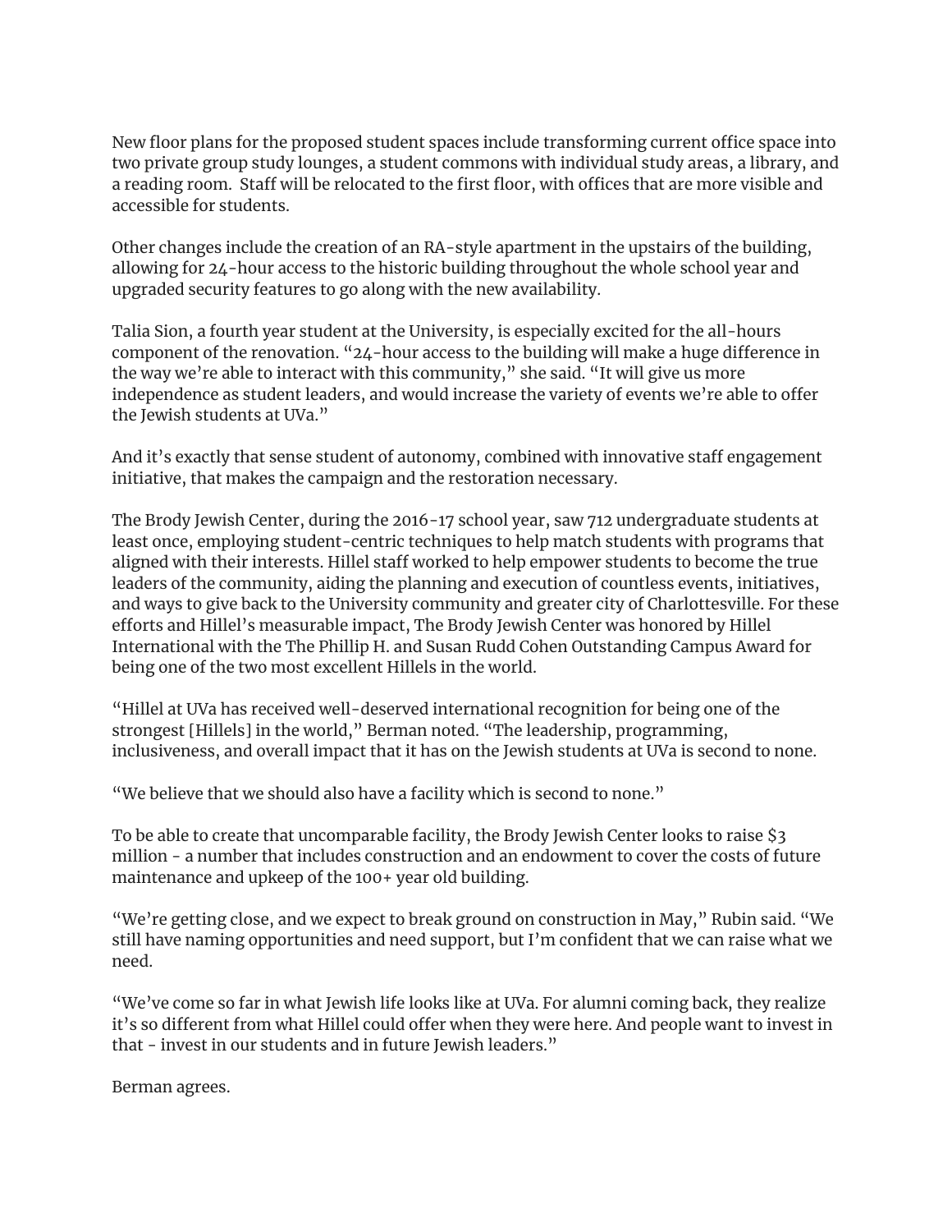New floor plans for the proposed student spaces include transforming current office space into two private group study lounges, a student commons with individual study areas, a library, and a reading room.  Staff will be relocated to the first floor, with offices that are more visible and accessible for students.

Other changes include the creation of an RA-style apartment in the upstairs of the building, allowing for 24-hour access to the historic building throughout the whole school year and upgraded security features to go along with the new availability.

Talia Sion, a fourth year student at the University, is especially excited for the all-hours component of the renovation. "24-hour access to the building will make a huge difference in the way we're able to interact with this community," she said. "It will give us more independence as student leaders, and would increase the variety of events we're able to offer the Jewish students at UVa."

And it's exactly that sense student of autonomy, combined with innovative staff engagement initiative, that makes the campaign and the restoration necessary.

The Brody Jewish Center, during the 2016-17 school year, saw 712 undergraduate students at least once, employing student-centric techniques to help match students with programs that aligned with their interests. Hillel staff worked to help empower students to become the true leaders of the community, aiding the planning and execution of countless events, initiatives, and ways to give back to the University community and greater city of Charlottesville. For these efforts and Hillel's measurable impact, The Brody Jewish Center was honored by Hillel International with the The Phillip H. and Susan Rudd Cohen Outstanding Campus Award for being one of the two most excellent Hillels in the world.

"Hillel at UVa has received well-deserved international recognition for being one of the strongest [Hillels] in the world," Berman noted. "The leadership, programming, inclusiveness, and overall impact that it has on the Jewish students at UVa is second to none.

"We believe that we should also have a facility which is second to none."

To be able to create that uncomparable facility, the Brody Jewish Center looks to raise $3 million - a number that includes construction and an endowment to cover the costs of future maintenance and upkeep of the 100+ year old building.

"We're getting close, and we expect to break ground on construction in May," Rubin said. "We still have naming opportunities and need support, but I'm confident that we can raise what we need.

"We've come so far in what Jewish life looks like at UVa. For alumni coming back, they realize it's so different from what Hillel could offer when they were here. And people want to invest in that - invest in our students and in future Jewish leaders."

Berman agrees.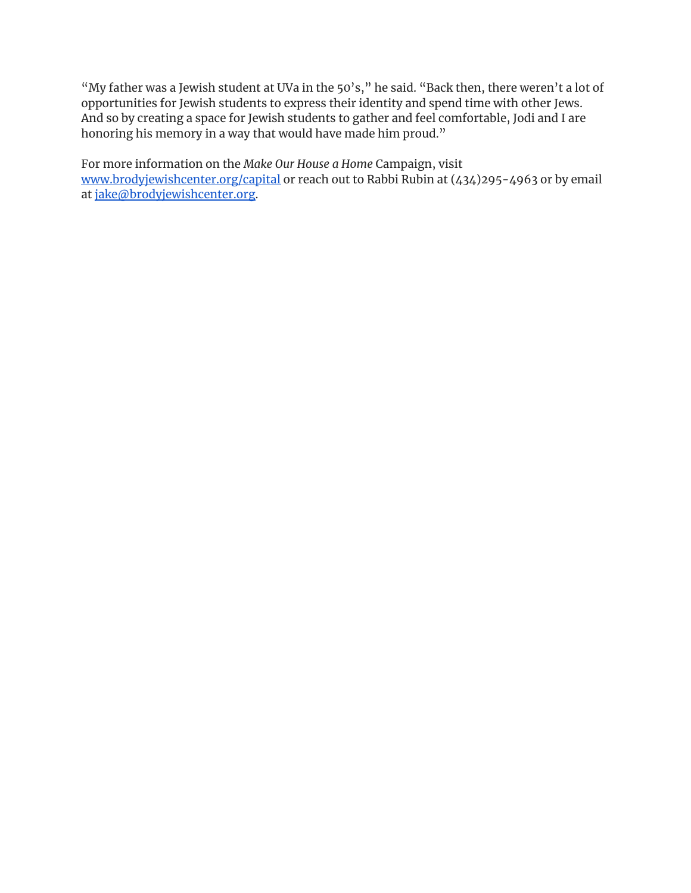"My father was a Jewish student at UVa in the 50's," he said. "Back then, there weren't a lot of opportunities for Jewish students to express their identity and spend time with other Jews. And so by creating a space for Jewish students to gather and feel comfortable, Jodi and I are honoring his memory in a way that would have made him proud."

For more information on the *Make Our House a Home* Campaign, visit [www.brodyjewishcenter.org/capital](http://www.brodyjewishcenter.org/capital) or reach out to Rabbi Rubin at (434)295-4963 or by email at [jake@brodyjewishcenter.org](mailto:jake@brodyjewishcenter.org).